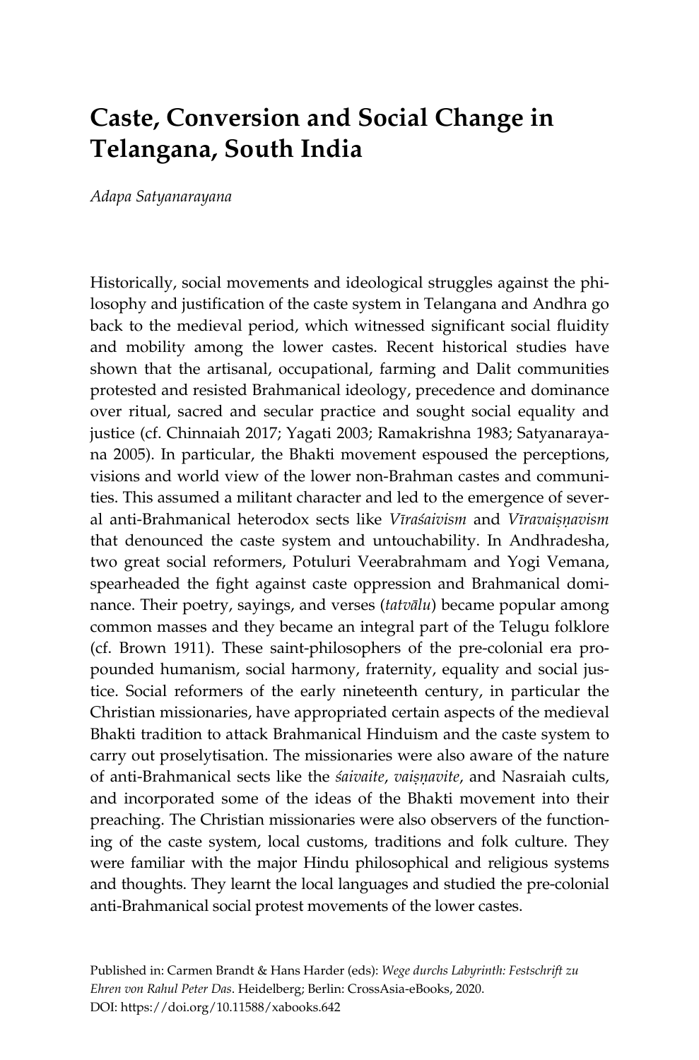# Caste, Conversion and Social Change in Telangana, South India

*Adapa Satyanarayana*

Historically, social movements and ideological struggles against the philosophy and justification of the caste system in Telangana and Andhra go back to the medieval period, which witnessed significant social fluidity and mobility among the lower castes. Recent historical studies have shown that the artisanal, occupational, farming and Dalit communities protested and resisted Brahmanical ideology, precedence and dominance over ritual, sacred and secular practice and sought social equality and justice (cf. Chinnaiah 2017; Yagati 2003; Ramakrishna 1983; Satyanarayana 2005). In particular, the Bhakti movement espoused the perceptions, visions and world view of the lower non-Brahman castes and communities. This assumed a militant character and led to the emergence of several anti-Brahmanical heterodox sects like *Vīraśaivism* and *Vīravaiṣṇavism* that denounced the caste system and untouchability. In Andhradesha, two great social reformers, Potuluri Veerabrahmam and Yogi Vemana, spearheaded the fight against caste oppression and Brahmanical dominance. Their poetry, sayings, and verses (*tatvālu*) became popular among common masses and they became an integral part of the Telugu folklore (cf. Brown 1911). These saint-philosophers of the pre-colonial era propounded humanism, social harmony, fraternity, equality and social justice. Social reformers of the early nineteenth century, in particular the Christian missionaries, have appropriated certain aspects of the medieval Bhakti tradition to attack Brahmanical Hinduism and the caste system to carry out proselytisation. The missionaries were also aware of the nature of anti-Brahmanical sects like the *śaivaite*, *vaiṣṇavite*, and Nasraiah cults, and incorporated some of the ideas of the Bhakti movement into their preaching. The Christian missionaries were also observers of the functioning of the caste system, local customs, traditions and folk culture. They were familiar with the major Hindu philosophical and religious systems and thoughts. They learnt the local languages and studied the pre-colonial anti-Brahmanical social protest movements of the lower castes.

Published in: Carmen Brandt & Hans Harder (eds): *Wege durchs Labyrinth: Festschrift zu Ehren von Rahul Peter Das*. Heidelberg; Berlin: CrossAsia-eBooks, 2020.
DOI: https://doi.org/10.11588/xabooks.642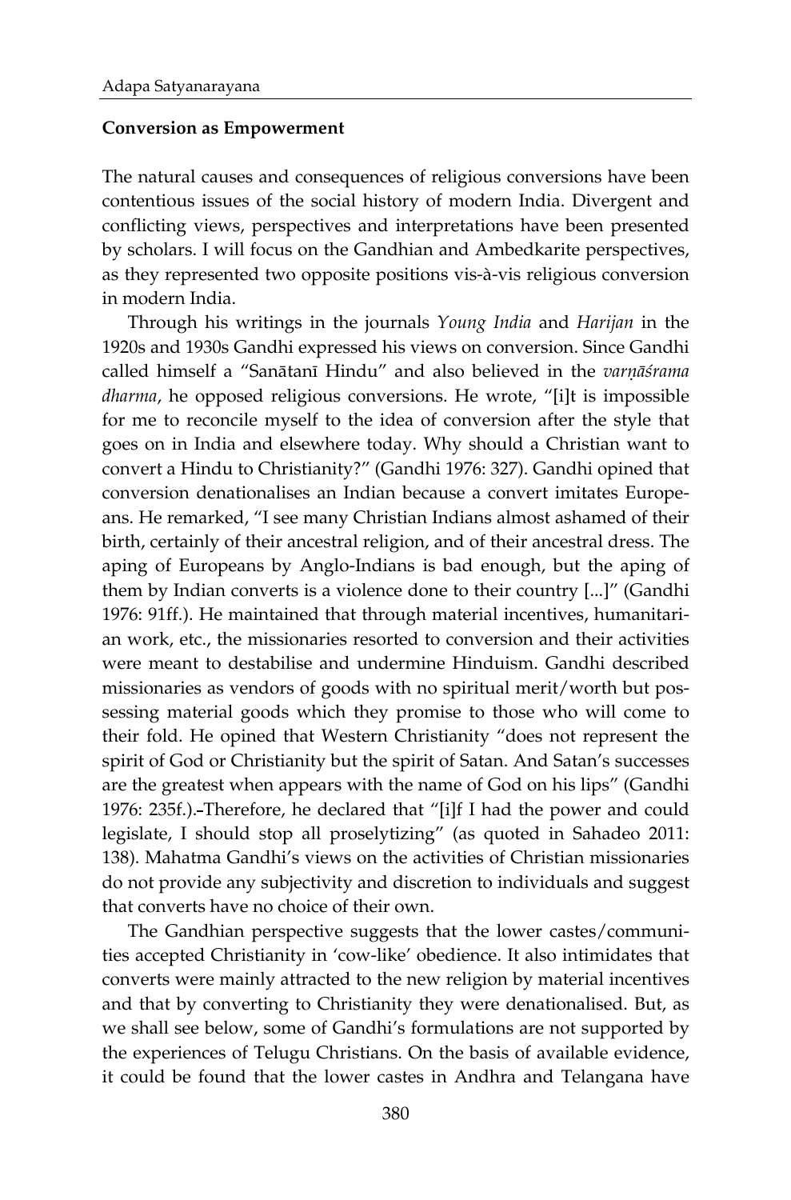**Conversion as Empowerment**

The natural causes and consequences of religious conversions have been contentious issues of the social history of modern India. Divergent and conflicting views, perspectives and interpretations have been presented by scholars. I will focus on the Gandhian and Ambedkarite perspectives, as they represented two opposite positions vis-à-vis religious conversion in modern India.

Through his writings in the journals *Young India* and *Harijan* in the 1920s and 1930s Gandhi expressed his views on conversion. Since Gandhi called himself a "Sanātanī Hindu" and also believed in the *varṇāśrama dharma*, he opposed religious conversions. He wrote, "[i]t is impossible for me to reconcile myself to the idea of conversion after the style that goes on in India and elsewhere today. Why should a Christian want to convert a Hindu to Christianity?" (Gandhi 1976: 327). Gandhi opined that conversion denationalises an Indian because a convert imitates Europeans. He remarked, "I see many Christian Indians almost ashamed of their birth, certainly of their ancestral religion, and of their ancestral dress. The aping of Europeans by Anglo-Indians is bad enough, but the aping of them by Indian converts is a violence done to their country [...]" (Gandhi 1976: 91ff.). He maintained that through material incentives, humanitarian work, etc., the missionaries resorted to conversion and their activities were meant to destabilise and undermine Hinduism. Gandhi described missionaries as vendors of goods with no spiritual merit/worth but possessing material goods which they promise to those who will come to their fold. He opined that Western Christianity "does not represent the spirit of God or Christianity but the spirit of Satan. And Satan's successes are the greatest when appears with the name of God on his lips" (Gandhi 1976: 235f.). Therefore, he declared that "[i]f I had the power and could legislate, I should stop all proselytizing" (as quoted in Sahadeo 2011: 138). Mahatma Gandhi's views on the activities of Christian missionaries do not provide any subjectivity and discretion to individuals and suggest that converts have no choice of their own.

The Gandhian perspective suggests that the lower castes/communities accepted Christianity in 'cow-like' obedience. It also intimidates that converts were mainly attracted to the new religion by material incentives and that by converting to Christianity they were denationalised. But, as we shall see below, some of Gandhi's formulations are not supported by the experiences of Telugu Christians. On the basis of available evidence, it could be found that the lower castes in Andhra and Telangana have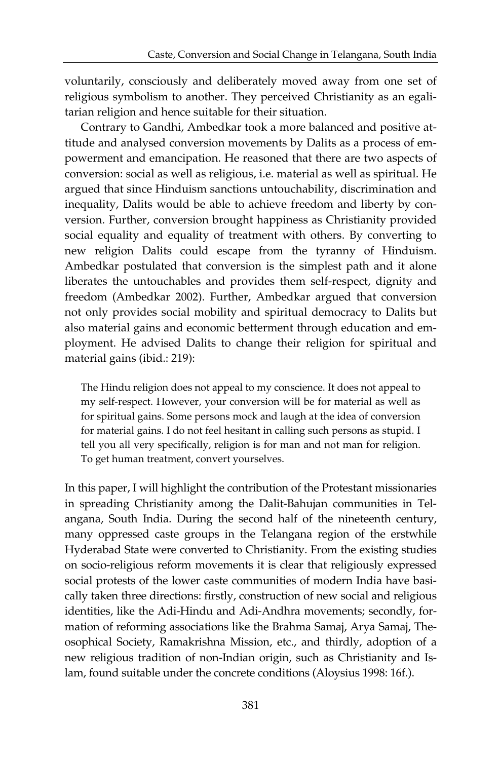voluntarily, consciously and deliberately moved away from one set of religious symbolism to another. They perceived Christianity as an egalitarian religion and hence suitable for their situation.

Contrary to Gandhi, Ambedkar took a more balanced and positive attitude and analysed conversion movements by Dalits as a process of empowerment and emancipation. He reasoned that there are two aspects of conversion: social as well as religious, i.e. material as well as spiritual. He argued that since Hinduism sanctions untouchability, discrimination and inequality, Dalits would be able to achieve freedom and liberty by conversion. Further, conversion brought happiness as Christianity provided social equality and equality of treatment with others. By converting to new religion Dalits could escape from the tyranny of Hinduism. Ambedkar postulated that conversion is the simplest path and it alone liberates the untouchables and provides them self-respect, dignity and freedom (Ambedkar 2002). Further, Ambedkar argued that conversion not only provides social mobility and spiritual democracy to Dalits but also material gains and economic betterment through education and employment. He advised Dalits to change their religion for spiritual and material gains (ibid.: 219):

> The Hindu religion does not appeal to my conscience. It does not appeal to my self-respect. However, your conversion will be for material as well as for spiritual gains. Some persons mock and laugh at the idea of conversion for material gains. I do not feel hesitant in calling such persons as stupid. I tell you all very specifically, religion is for man and not man for religion. To get human treatment, convert yourselves.

In this paper, I will highlight the contribution of the Protestant missionaries in spreading Christianity among the Dalit-Bahujan communities in Telangana, South India. During the second half of the nineteenth century, many oppressed caste groups in the Telangana region of the erstwhile Hyderabad State were converted to Christianity. From the existing studies on socio-religious reform movements it is clear that religiously expressed social protests of the lower caste communities of modern India have basically taken three directions: firstly, construction of new social and religious identities, like the Adi-Hindu and Adi-Andhra movements; secondly, formation of reforming associations like the Brahma Samaj, Arya Samaj, Theosophical Society, Ramakrishna Mission, etc., and thirdly, adoption of a new religious tradition of non-Indian origin, such as Christianity and Islam, found suitable under the concrete conditions (Aloysius 1998: 16f.).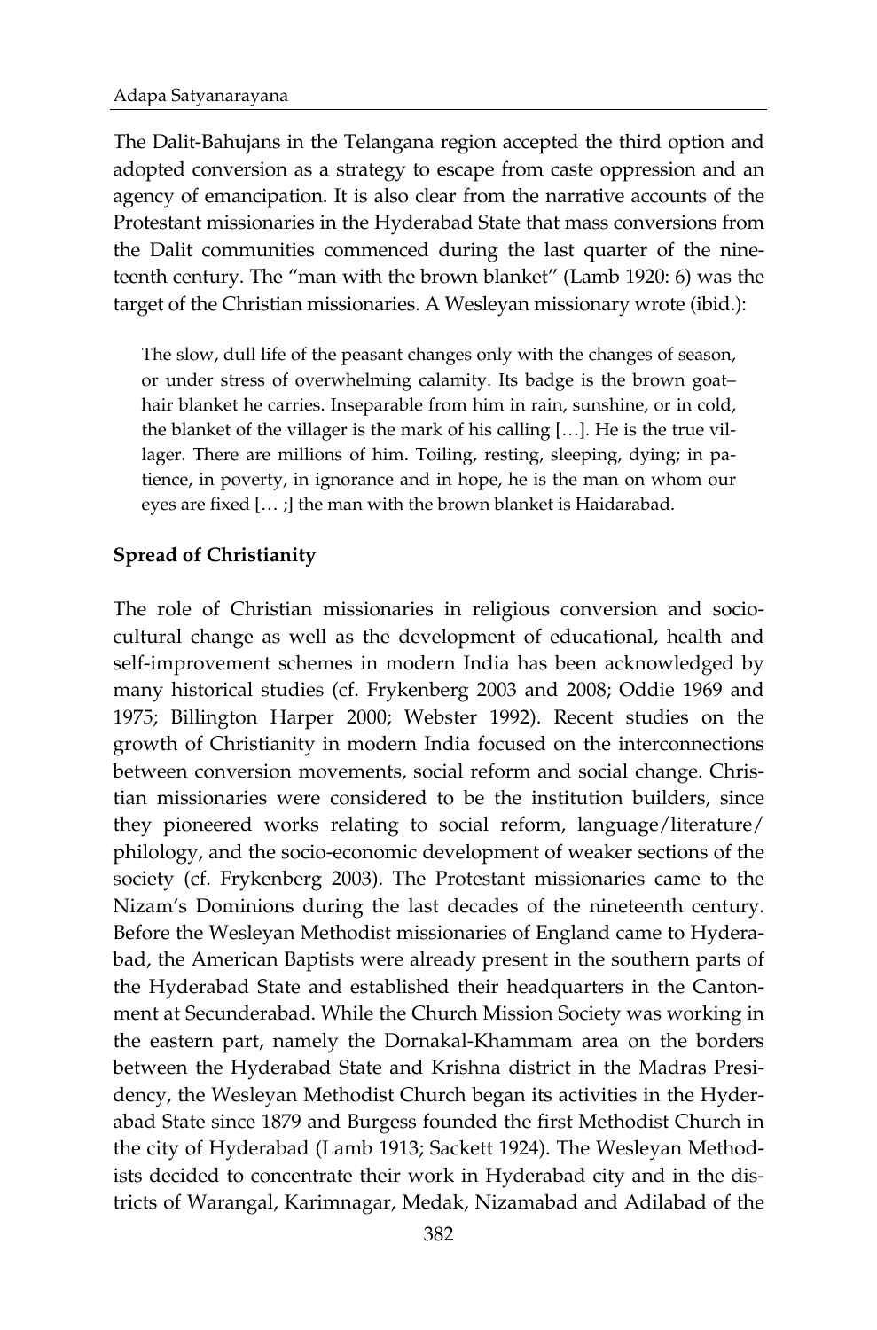The Dalit-Bahujans in the Telangana region accepted the third option and adopted conversion as a strategy to escape from caste oppression and an agency of emancipation. It is also clear from the narrative accounts of the Protestant missionaries in the Hyderabad State that mass conversions from the Dalit communities commenced during the last quarter of the nineteenth century. The "man with the brown blanket" (Lamb 1920: 6) was the target of the Christian missionaries. A Wesleyan missionary wrote (ibid.):

> The slow, dull life of the peasant changes only with the changes of season, or under stress of overwhelming calamity. Its badge is the brown goat–hair blanket he carries. Inseparable from him in rain, sunshine, or in cold, the blanket of the villager is the mark of his calling […]. He is the true villager. There are millions of him. Toiling, resting, sleeping, dying; in patience, in poverty, in ignorance and in hope, he is the man on whom our eyes are fixed [… ;] the man with the brown blanket is Haidarabad.

**Spread of Christianity**

The role of Christian missionaries in religious conversion and socio-cultural change as well as the development of educational, health and self-improvement schemes in modern India has been acknowledged by many historical studies (cf. Frykenberg 2003 and 2008; Oddie 1969 and 1975; Billington Harper 2000; Webster 1992). Recent studies on the growth of Christianity in modern India focused on the interconnections between conversion movements, social reform and social change. Christian missionaries were considered to be the institution builders, since they pioneered works relating to social reform, language/literature/philology, and the socio-economic development of weaker sections of the society (cf. Frykenberg 2003). The Protestant missionaries came to the Nizam's Dominions during the last decades of the nineteenth century. Before the Wesleyan Methodist missionaries of England came to Hyderabad, the American Baptists were already present in the southern parts of the Hyderabad State and established their headquarters in the Cantonment at Secunderabad. While the Church Mission Society was working in the eastern part, namely the Dornakal-Khammam area on the borders between the Hyderabad State and Krishna district in the Madras Presidency, the Wesleyan Methodist Church began its activities in the Hyderabad State since 1879 and Burgess founded the first Methodist Church in the city of Hyderabad (Lamb 1913; Sackett 1924). The Wesleyan Methodists decided to concentrate their work in Hyderabad city and in the districts of Warangal, Karimnagar, Medak, Nizamabad and Adilabad of the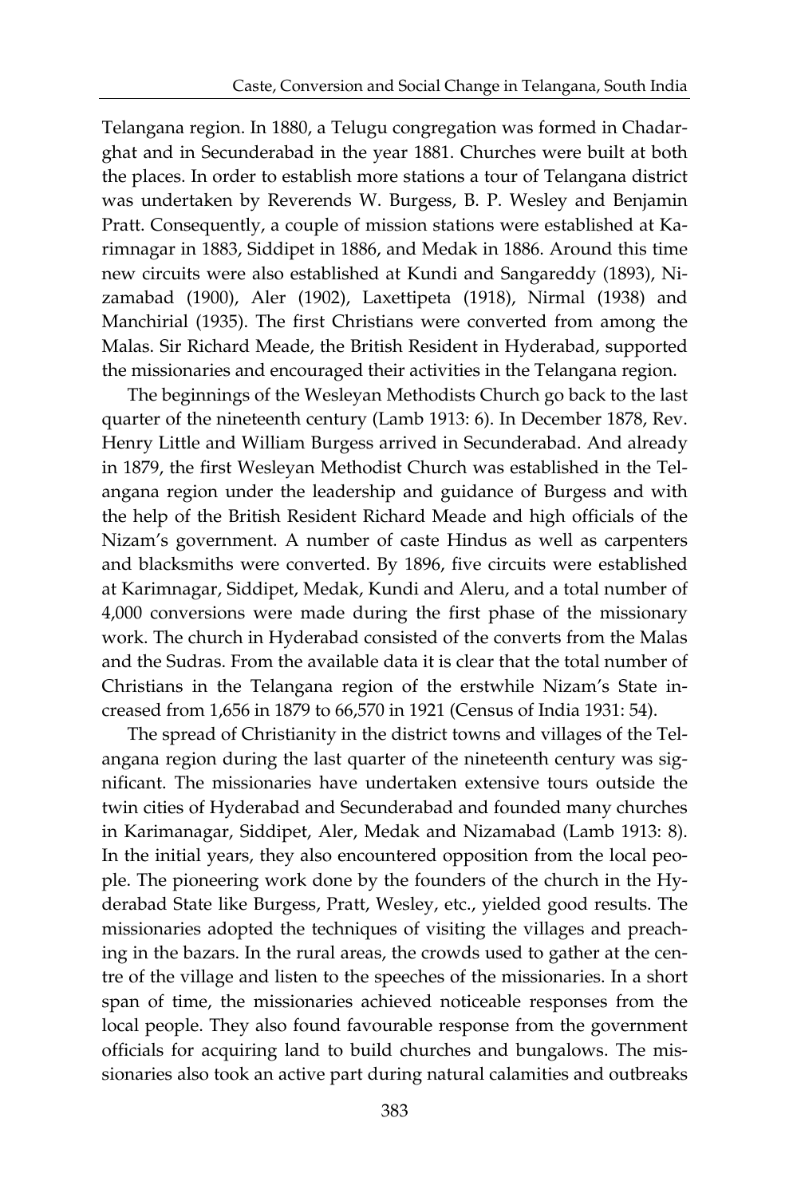Telangana region. In 1880, a Telugu congregation was formed in Chadarghat and in Secunderabad in the year 1881. Churches were built at both the places. In order to establish more stations a tour of Telangana district was undertaken by Reverends W. Burgess, B. P. Wesley and Benjamin Pratt. Consequently, a couple of mission stations were established at Karimnagar in 1883, Siddipet in 1886, and Medak in 1886. Around this time new circuits were also established at Kundi and Sangareddy (1893), Nizamabad (1900), Aler (1902), Laxettipeta (1918), Nirmal (1938) and Manchirial (1935). The first Christians were converted from among the Malas. Sir Richard Meade, the British Resident in Hyderabad, supported the missionaries and encouraged their activities in the Telangana region.

The beginnings of the Wesleyan Methodists Church go back to the last quarter of the nineteenth century (Lamb 1913: 6). In December 1878, Rev. Henry Little and William Burgess arrived in Secunderabad. And already in 1879, the first Wesleyan Methodist Church was established in the Telangana region under the leadership and guidance of Burgess and with the help of the British Resident Richard Meade and high officials of the Nizam's government. A number of caste Hindus as well as carpenters and blacksmiths were converted. By 1896, five circuits were established at Karimnagar, Siddipet, Medak, Kundi and Aleru, and a total number of 4,000 conversions were made during the first phase of the missionary work. The church in Hyderabad consisted of the converts from the Malas and the Sudras. From the available data it is clear that the total number of Christians in the Telangana region of the erstwhile Nizam's State increased from 1,656 in 1879 to 66,570 in 1921 (Census of India 1931: 54).

The spread of Christianity in the district towns and villages of the Telangana region during the last quarter of the nineteenth century was significant. The missionaries have undertaken extensive tours outside the twin cities of Hyderabad and Secunderabad and founded many churches in Karimanagar, Siddipet, Aler, Medak and Nizamabad (Lamb 1913: 8). In the initial years, they also encountered opposition from the local people. The pioneering work done by the founders of the church in the Hyderabad State like Burgess, Pratt, Wesley, etc., yielded good results. The missionaries adopted the techniques of visiting the villages and preaching in the bazars. In the rural areas, the crowds used to gather at the centre of the village and listen to the speeches of the missionaries. In a short span of time, the missionaries achieved noticeable responses from the local people. They also found favourable response from the government officials for acquiring land to build churches and bungalows. The missionaries also took an active part during natural calamities and outbreaks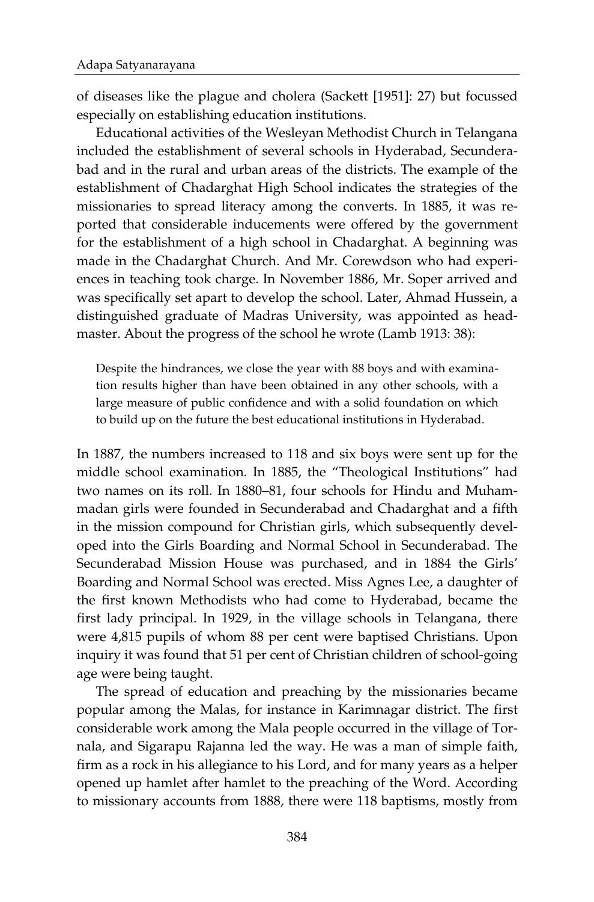of diseases like the plague and cholera (Sackett [1951]: 27) but focussed especially on establishing education institutions.

Educational activities of the Wesleyan Methodist Church in Telangana included the establishment of several schools in Hyderabad, Secunderabad and in the rural and urban areas of the districts. The example of the establishment of Chadarghat High School indicates the strategies of the missionaries to spread literacy among the converts. In 1885, it was reported that considerable inducements were offered by the government for the establishment of a high school in Chadarghat. A beginning was made in the Chadarghat Church. And Mr. Corewdson who had experiences in teaching took charge. In November 1886, Mr. Soper arrived and was specifically set apart to develop the school. Later, Ahmad Hussein, a distinguished graduate of Madras University, was appointed as headmaster. About the progress of the school he wrote (Lamb 1913: 38):

> Despite the hindrances, we close the year with 88 boys and with examination results higher than have been obtained in any other schools, with a large measure of public confidence and with a solid foundation on which to build up on the future the best educational institutions in Hyderabad.

In 1887, the numbers increased to 118 and six boys were sent up for the middle school examination. In 1885, the "Theological Institutions" had two names on its roll. In 1880–81, four schools for Hindu and Muhammadan girls were founded in Secunderabad and Chadarghat and a fifth in the mission compound for Christian girls, which subsequently developed into the Girls Boarding and Normal School in Secunderabad. The Secunderabad Mission House was purchased, and in 1884 the Girls' Boarding and Normal School was erected. Miss Agnes Lee, a daughter of the first known Methodists who had come to Hyderabad, became the first lady principal. In 1929, in the village schools in Telangana, there were 4,815 pupils of whom 88 per cent were baptised Christians. Upon inquiry it was found that 51 per cent of Christian children of school-going age were being taught.

The spread of education and preaching by the missionaries became popular among the Malas, for instance in Karimnagar district. The first considerable work among the Mala people occurred in the village of Tornala, and Sigarapu Rajanna led the way. He was a man of simple faith, firm as a rock in his allegiance to his Lord, and for many years as a helper opened up hamlet after hamlet to the preaching of the Word. According to missionary accounts from 1888, there were 118 baptisms, mostly from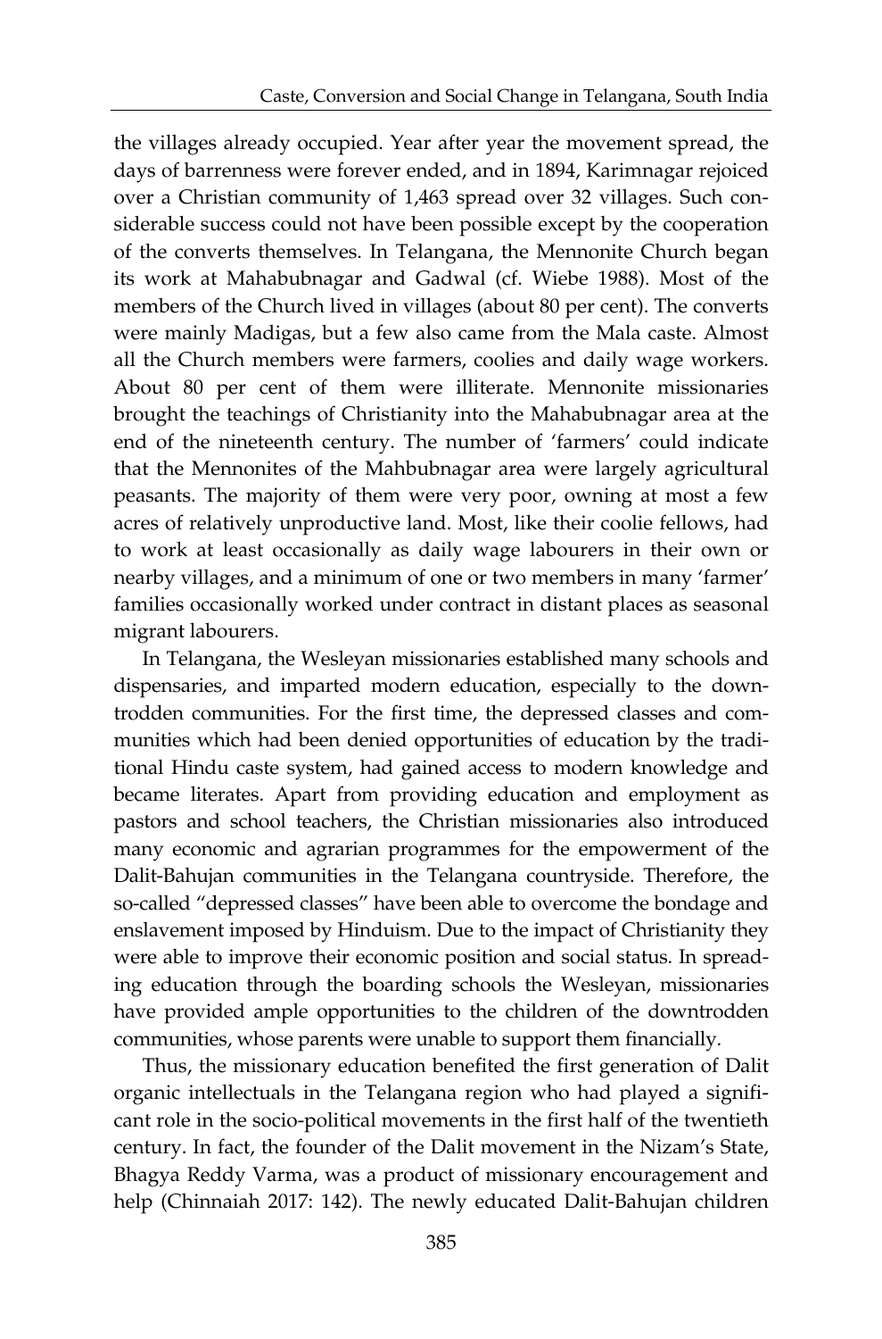the villages already occupied. Year after year the movement spread, the days of barrenness were forever ended, and in 1894, Karimnagar rejoiced over a Christian community of 1,463 spread over 32 villages. Such considerable success could not have been possible except by the cooperation of the converts themselves. In Telangana, the Mennonite Church began its work at Mahabubnagar and Gadwal (cf. Wiebe 1988). Most of the members of the Church lived in villages (about 80 per cent). The converts were mainly Madigas, but a few also came from the Mala caste. Almost all the Church members were farmers, coolies and daily wage workers. About 80 per cent of them were illiterate. Mennonite missionaries brought the teachings of Christianity into the Mahabubnagar area at the end of the nineteenth century. The number of 'farmers' could indicate that the Mennonites of the Mahbubnagar area were largely agricultural peasants. The majority of them were very poor, owning at most a few acres of relatively unproductive land. Most, like their coolie fellows, had to work at least occasionally as daily wage labourers in their own or nearby villages, and a minimum of one or two members in many 'farmer' families occasionally worked under contract in distant places as seasonal migrant labourers.

In Telangana, the Wesleyan missionaries established many schools and dispensaries, and imparted modern education, especially to the downtrodden communities. For the first time, the depressed classes and communities which had been denied opportunities of education by the traditional Hindu caste system, had gained access to modern knowledge and became literates. Apart from providing education and employment as pastors and school teachers, the Christian missionaries also introduced many economic and agrarian programmes for the empowerment of the Dalit-Bahujan communities in the Telangana countryside. Therefore, the so-called "depressed classes" have been able to overcome the bondage and enslavement imposed by Hinduism. Due to the impact of Christianity they were able to improve their economic position and social status. In spreading education through the boarding schools the Wesleyan, missionaries have provided ample opportunities to the children of the downtrodden communities, whose parents were unable to support them financially.

Thus, the missionary education benefited the first generation of Dalit organic intellectuals in the Telangana region who had played a significant role in the socio-political movements in the first half of the twentieth century. In fact, the founder of the Dalit movement in the Nizam's State, Bhagya Reddy Varma, was a product of missionary encouragement and help (Chinnaiah 2017: 142). The newly educated Dalit-Bahujan children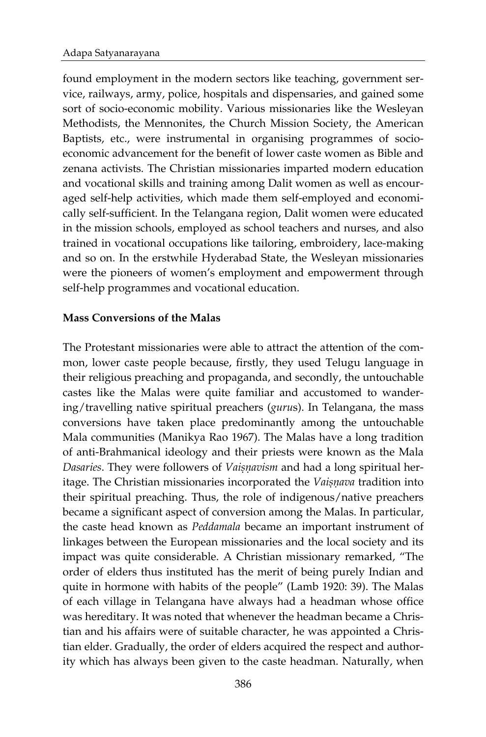found employment in the modern sectors like teaching, government service, railways, army, police, hospitals and dispensaries, and gained some sort of socio-economic mobility. Various missionaries like the Wesleyan Methodists, the Mennonites, the Church Mission Society, the American Baptists, etc., were instrumental in organising programmes of socio-economic advancement for the benefit of lower caste women as Bible and zenana activists. The Christian missionaries imparted modern education and vocational skills and training among Dalit women as well as encouraged self-help activities, which made them self-employed and economically self-sufficient. In the Telangana region, Dalit women were educated in the mission schools, employed as school teachers and nurses, and also trained in vocational occupations like tailoring, embroidery, lace-making and so on. In the erstwhile Hyderabad State, the Wesleyan missionaries were the pioneers of women's employment and empowerment through self-help programmes and vocational education.

**Mass Conversions of the Malas**

The Protestant missionaries were able to attract the attention of the common, lower caste people because, firstly, they used Telugu language in their religious preaching and propaganda, and secondly, the untouchable castes like the Malas were quite familiar and accustomed to wandering/travelling native spiritual preachers (*guru*s). In Telangana, the mass conversions have taken place predominantly among the untouchable Mala communities (Manikya Rao 1967). The Malas have a long tradition of anti-Brahmanical ideology and their priests were known as the Mala *Dasaries*. They were followers of *Vaiṣṇavism* and had a long spiritual heritage. The Christian missionaries incorporated the *Vaiṣṇava* tradition into their spiritual preaching. Thus, the role of indigenous/native preachers became a significant aspect of conversion among the Malas. In particular, the caste head known as *Peddamala* became an important instrument of linkages between the European missionaries and the local society and its impact was quite considerable. A Christian missionary remarked, "The order of elders thus instituted has the merit of being purely Indian and quite in hormone with habits of the people" (Lamb 1920: 39). The Malas of each village in Telangana have always had a headman whose office was hereditary. It was noted that whenever the headman became a Christian and his affairs were of suitable character, he was appointed a Christian elder. Gradually, the order of elders acquired the respect and authority which has always been given to the caste headman. Naturally, when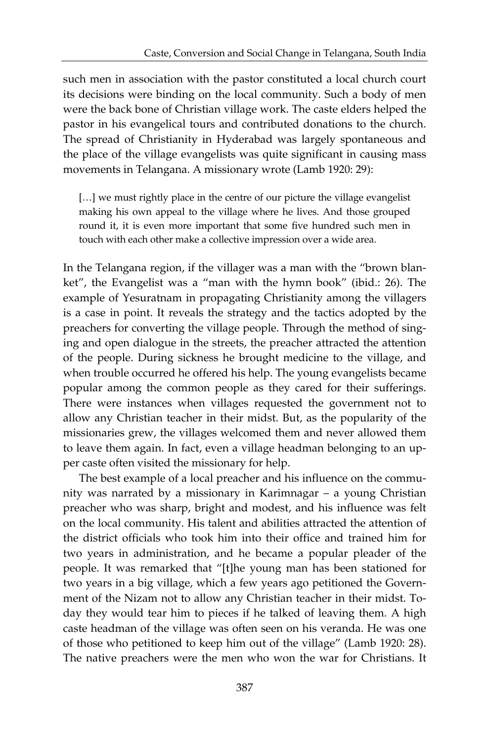such men in association with the pastor constituted a local church court its decisions were binding on the local community. Such a body of men were the back bone of Christian village work. The caste elders helped the pastor in his evangelical tours and contributed donations to the church. The spread of Christianity in Hyderabad was largely spontaneous and the place of the village evangelists was quite significant in causing mass movements in Telangana. A missionary wrote (Lamb 1920: 29):

> […] we must rightly place in the centre of our picture the village evangelist making his own appeal to the village where he lives. And those grouped round it, it is even more important that some five hundred such men in touch with each other make a collective impression over a wide area.

In the Telangana region, if the villager was a man with the "brown blanket", the Evangelist was a "man with the hymn book" (ibid.: 26). The example of Yesuratnam in propagating Christianity among the villagers is a case in point. It reveals the strategy and the tactics adopted by the preachers for converting the village people. Through the method of singing and open dialogue in the streets, the preacher attracted the attention of the people. During sickness he brought medicine to the village, and when trouble occurred he offered his help. The young evangelists became popular among the common people as they cared for their sufferings. There were instances when villages requested the government not to allow any Christian teacher in their midst. But, as the popularity of the missionaries grew, the villages welcomed them and never allowed them to leave them again. In fact, even a village headman belonging to an upper caste often visited the missionary for help.

The best example of a local preacher and his influence on the community was narrated by a missionary in Karimnagar – a young Christian preacher who was sharp, bright and modest, and his influence was felt on the local community. His talent and abilities attracted the attention of the district officials who took him into their office and trained him for two years in administration, and he became a popular pleader of the people. It was remarked that "[t]he young man has been stationed for two years in a big village, which a few years ago petitioned the Government of the Nizam not to allow any Christian teacher in their midst. Today they would tear him to pieces if he talked of leaving them. A high caste headman of the village was often seen on his veranda. He was one of those who petitioned to keep him out of the village" (Lamb 1920: 28). The native preachers were the men who won the war for Christians. It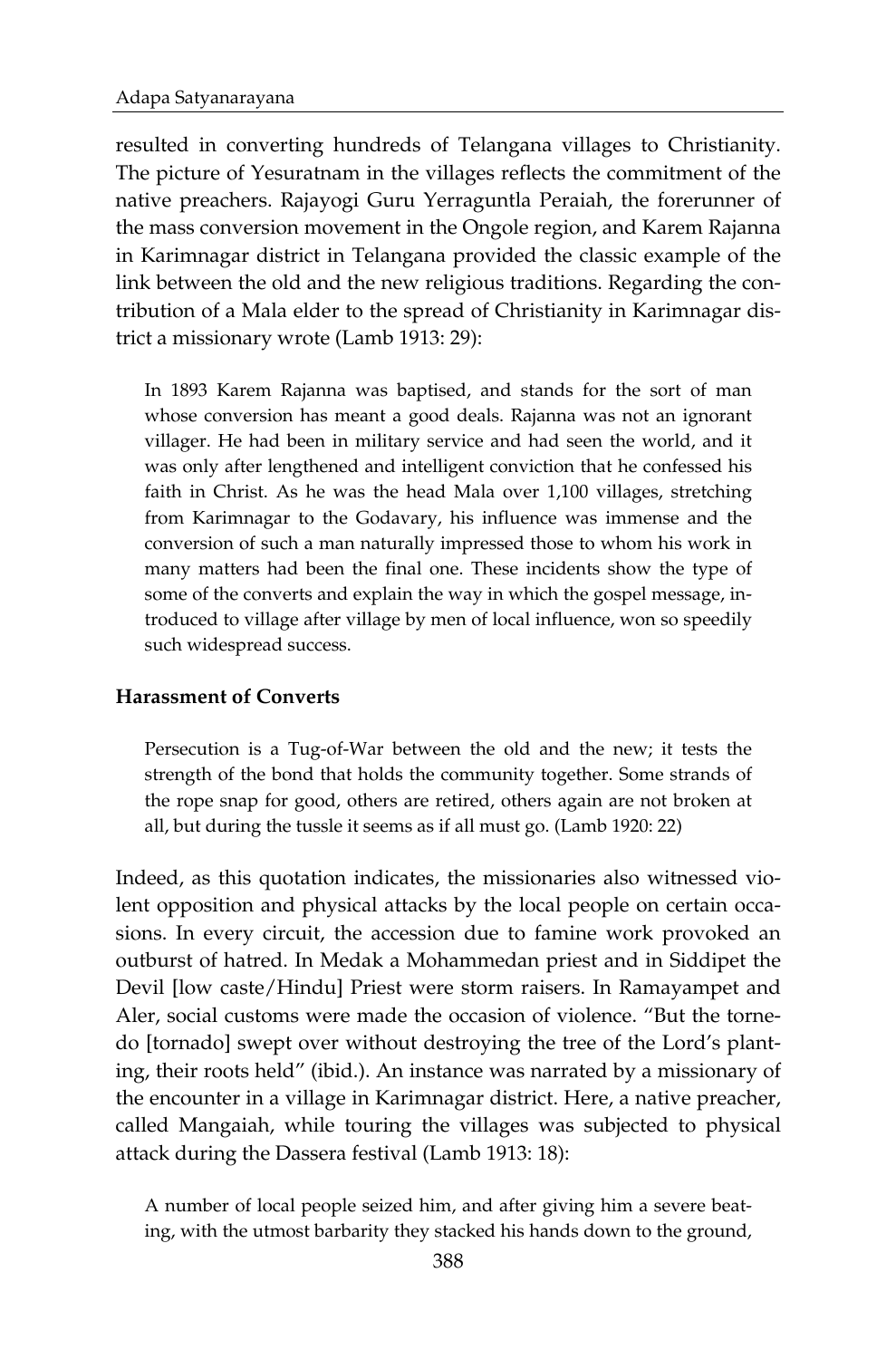resulted in converting hundreds of Telangana villages to Christianity. The picture of Yesuratnam in the villages reflects the commitment of the native preachers. Rajayogi Guru Yerraguntla Peraiah, the forerunner of the mass conversion movement in the Ongole region, and Karem Rajanna in Karimnagar district in Telangana provided the classic example of the link between the old and the new religious traditions. Regarding the contribution of a Mala elder to the spread of Christianity in Karimnagar district a missionary wrote (Lamb 1913: 29):

> In 1893 Karem Rajanna was baptised, and stands for the sort of man whose conversion has meant a good deals. Rajanna was not an ignorant villager. He had been in military service and had seen the world, and it was only after lengthened and intelligent conviction that he confessed his faith in Christ. As he was the head Mala over 1,100 villages, stretching from Karimnagar to the Godavary, his influence was immense and the conversion of such a man naturally impressed those to whom his work in many matters had been the final one. These incidents show the type of some of the converts and explain the way in which the gospel message, introduced to village after village by men of local influence, won so speedily such widespread success.

**Harassment of Converts**

> Persecution is a Tug-of-War between the old and the new; it tests the strength of the bond that holds the community together. Some strands of the rope snap for good, others are retired, others again are not broken at all, but during the tussle it seems as if all must go. (Lamb 1920: 22)

Indeed, as this quotation indicates, the missionaries also witnessed violent opposition and physical attacks by the local people on certain occasions. In every circuit, the accession due to famine work provoked an outburst of hatred. In Medak a Mohammedan priest and in Siddipet the Devil [low caste/Hindu] Priest were storm raisers. In Ramayampet and Aler, social customs were made the occasion of violence. "But the tornedo [tornado] swept over without destroying the tree of the Lord's planting, their roots held" (ibid.). An instance was narrated by a missionary of the encounter in a village in Karimnagar district. Here, a native preacher, called Mangaiah, while touring the villages was subjected to physical attack during the Dassera festival (Lamb 1913: 18):

> A number of local people seized him, and after giving him a severe beating, with the utmost barbarity they stacked his hands down to the ground,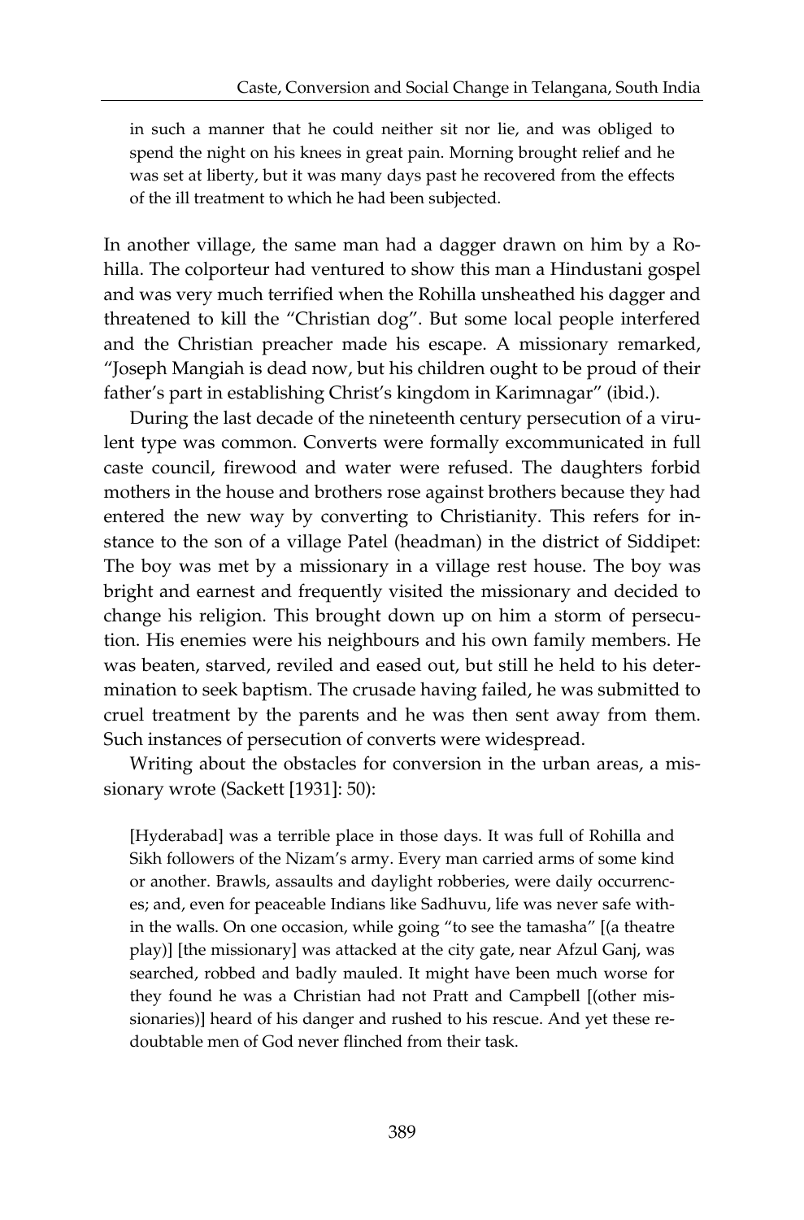> in such a manner that he could neither sit nor lie, and was obliged to spend the night on his knees in great pain. Morning brought relief and he was set at liberty, but it was many days past he recovered from the effects of the ill treatment to which he had been subjected.

In another village, the same man had a dagger drawn on him by a Rohilla. The colporteur had ventured to show this man a Hindustani gospel and was very much terrified when the Rohilla unsheathed his dagger and threatened to kill the "Christian dog". But some local people interfered and the Christian preacher made his escape. A missionary remarked, "Joseph Mangiah is dead now, but his children ought to be proud of their father's part in establishing Christ's kingdom in Karimnagar" (ibid.).

During the last decade of the nineteenth century persecution of a virulent type was common. Converts were formally excommunicated in full caste council, firewood and water were refused. The daughters forbid mothers in the house and brothers rose against brothers because they had entered the new way by converting to Christianity. This refers for instance to the son of a village Patel (headman) in the district of Siddipet: The boy was met by a missionary in a village rest house. The boy was bright and earnest and frequently visited the missionary and decided to change his religion. This brought down up on him a storm of persecution. His enemies were his neighbours and his own family members. He was beaten, starved, reviled and eased out, but still he held to his determination to seek baptism. The crusade having failed, he was submitted to cruel treatment by the parents and he was then sent away from them. Such instances of persecution of converts were widespread.

Writing about the obstacles for conversion in the urban areas, a missionary wrote (Sackett [1931]: 50):

> [Hyderabad] was a terrible place in those days. It was full of Rohilla and Sikh followers of the Nizam's army. Every man carried arms of some kind or another. Brawls, assaults and daylight robberies, were daily occurrences; and, even for peaceable Indians like Sadhuvu, life was never safe within the walls. On one occasion, while going "to see the tamasha" [(a theatre play)] [the missionary] was attacked at the city gate, near Afzul Ganj, was searched, robbed and badly mauled. It might have been much worse for they found he was a Christian had not Pratt and Campbell [(other missionaries)] heard of his danger and rushed to his rescue. And yet these redoubtable men of God never flinched from their task.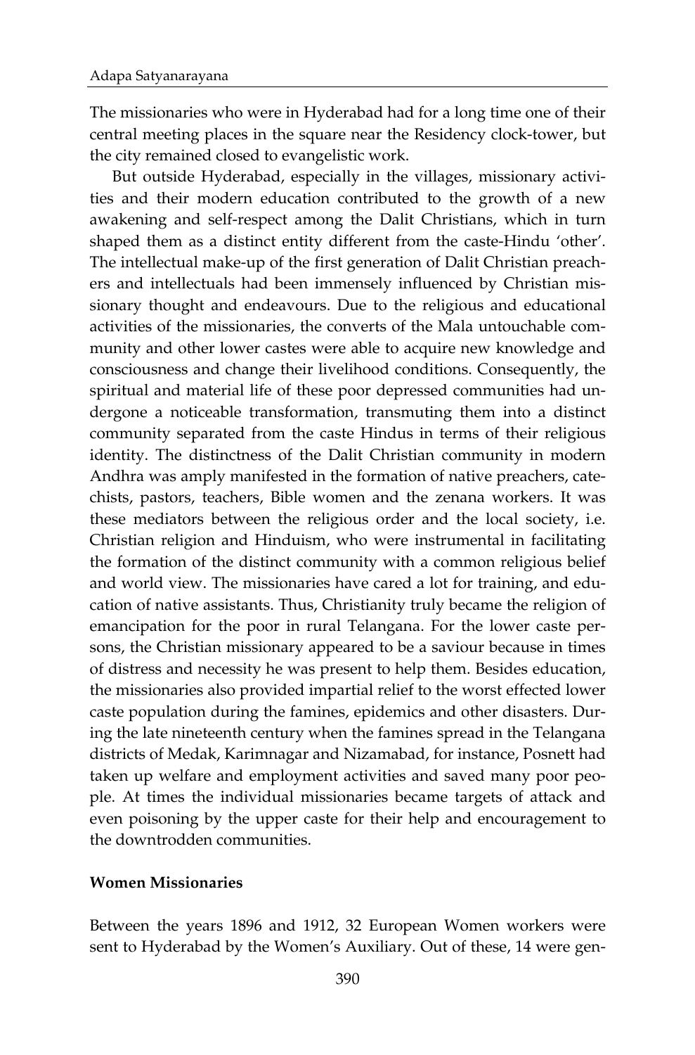The missionaries who were in Hyderabad had for a long time one of their central meeting places in the square near the Residency clock-tower, but the city remained closed to evangelistic work.

But outside Hyderabad, especially in the villages, missionary activities and their modern education contributed to the growth of a new awakening and self-respect among the Dalit Christians, which in turn shaped them as a distinct entity different from the caste-Hindu 'other'. The intellectual make-up of the first generation of Dalit Christian preachers and intellectuals had been immensely influenced by Christian missionary thought and endeavours. Due to the religious and educational activities of the missionaries, the converts of the Mala untouchable community and other lower castes were able to acquire new knowledge and consciousness and change their livelihood conditions. Consequently, the spiritual and material life of these poor depressed communities had undergone a noticeable transformation, transmuting them into a distinct community separated from the caste Hindus in terms of their religious identity. The distinctness of the Dalit Christian community in modern Andhra was amply manifested in the formation of native preachers, catechists, pastors, teachers, Bible women and the zenana workers. It was these mediators between the religious order and the local society, i.e. Christian religion and Hinduism, who were instrumental in facilitating the formation of the distinct community with a common religious belief and world view. The missionaries have cared a lot for training, and education of native assistants. Thus, Christianity truly became the religion of emancipation for the poor in rural Telangana. For the lower caste persons, the Christian missionary appeared to be a saviour because in times of distress and necessity he was present to help them. Besides education, the missionaries also provided impartial relief to the worst effected lower caste population during the famines, epidemics and other disasters. During the late nineteenth century when the famines spread in the Telangana districts of Medak, Karimnagar and Nizamabad, for instance, Posnett had taken up welfare and employment activities and saved many poor people. At times the individual missionaries became targets of attack and even poisoning by the upper caste for their help and encouragement to the downtrodden communities.

## Women Missionaries

Between the years 1896 and 1912, 32 European Women workers were sent to Hyderabad by the Women's Auxiliary. Out of these, 14 were gen-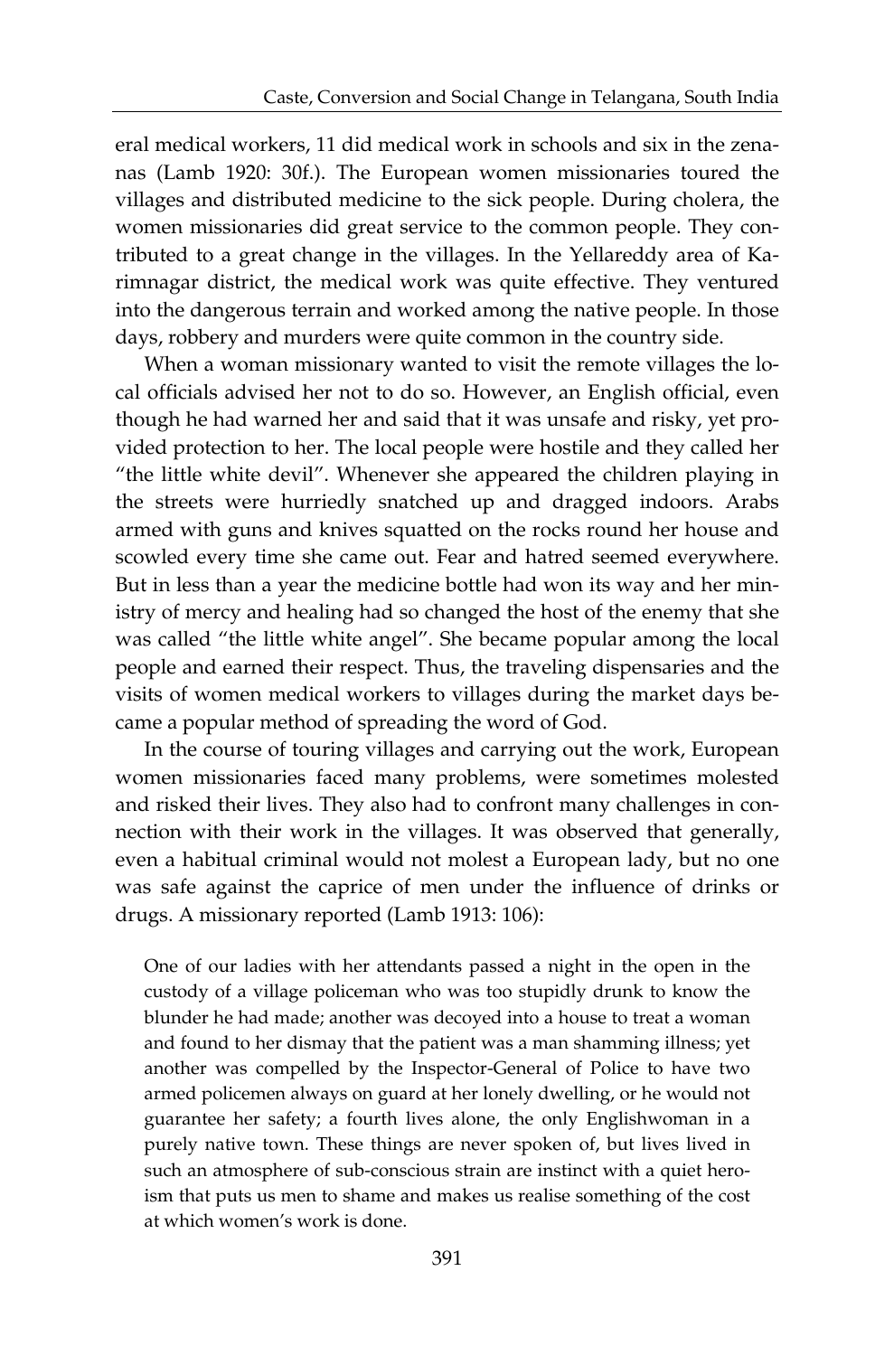eral medical workers, 11 did medical work in schools and six in the zenanas (Lamb 1920: 30f.). The European women missionaries toured the villages and distributed medicine to the sick people. During cholera, the women missionaries did great service to the common people. They contributed to a great change in the villages. In the Yellareddy area of Karimnagar district, the medical work was quite effective. They ventured into the dangerous terrain and worked among the native people. In those days, robbery and murders were quite common in the country side.

When a woman missionary wanted to visit the remote villages the local officials advised her not to do so. However, an English official, even though he had warned her and said that it was unsafe and risky, yet provided protection to her. The local people were hostile and they called her "the little white devil". Whenever she appeared the children playing in the streets were hurriedly snatched up and dragged indoors. Arabs armed with guns and knives squatted on the rocks round her house and scowled every time she came out. Fear and hatred seemed everywhere. But in less than a year the medicine bottle had won its way and her ministry of mercy and healing had so changed the host of the enemy that she was called "the little white angel". She became popular among the local people and earned their respect. Thus, the traveling dispensaries and the visits of women medical workers to villages during the market days became a popular method of spreading the word of God.

In the course of touring villages and carrying out the work, European women missionaries faced many problems, were sometimes molested and risked their lives. They also had to confront many challenges in connection with their work in the villages. It was observed that generally, even a habitual criminal would not molest a European lady, but no one was safe against the caprice of men under the influence of drinks or drugs. A missionary reported (Lamb 1913: 106):

> One of our ladies with her attendants passed a night in the open in the custody of a village policeman who was too stupidly drunk to know the blunder he had made; another was decoyed into a house to treat a woman and found to her dismay that the patient was a man shamming illness; yet another was compelled by the Inspector-General of Police to have two armed policemen always on guard at her lonely dwelling, or he would not guarantee her safety; a fourth lives alone, the only Englishwoman in a purely native town. These things are never spoken of, but lives lived in such an atmosphere of sub-conscious strain are instinct with a quiet heroism that puts us men to shame and makes us realise something of the cost at which women's work is done.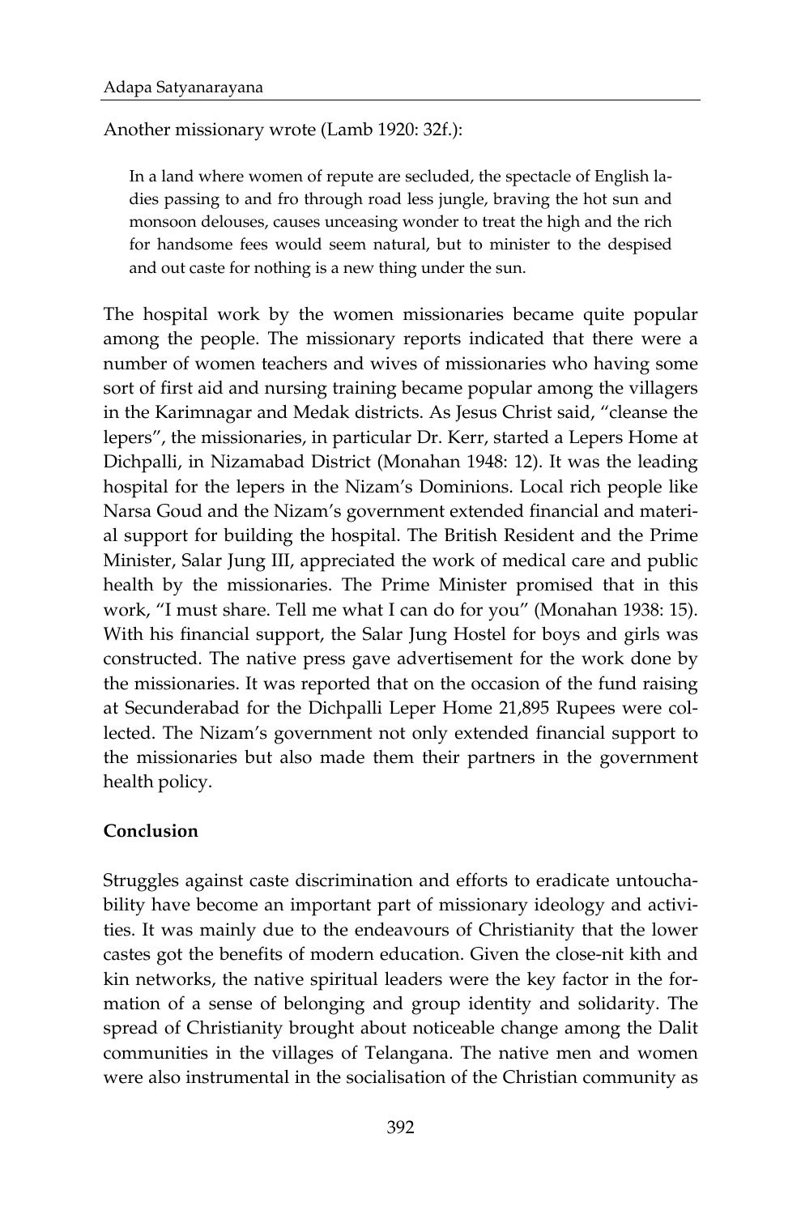Another missionary wrote (Lamb 1920: 32f.):

> In a land where women of repute are secluded, the spectacle of English ladies passing to and fro through road less jungle, braving the hot sun and monsoon delouses, causes unceasing wonder to treat the high and the rich for handsome fees would seem natural, but to minister to the despised and out caste for nothing is a new thing under the sun.

The hospital work by the women missionaries became quite popular among the people. The missionary reports indicated that there were a number of women teachers and wives of missionaries who having some sort of first aid and nursing training became popular among the villagers in the Karimnagar and Medak districts. As Jesus Christ said, "cleanse the lepers", the missionaries, in particular Dr. Kerr, started a Lepers Home at Dichpalli, in Nizamabad District (Monahan 1948: 12). It was the leading hospital for the lepers in the Nizam's Dominions. Local rich people like Narsa Goud and the Nizam's government extended financial and material support for building the hospital. The British Resident and the Prime Minister, Salar Jung III, appreciated the work of medical care and public health by the missionaries. The Prime Minister promised that in this work, "I must share. Tell me what I can do for you" (Monahan 1938: 15). With his financial support, the Salar Jung Hostel for boys and girls was constructed. The native press gave advertisement for the work done by the missionaries. It was reported that on the occasion of the fund raising at Secunderabad for the Dichpalli Leper Home 21,895 Rupees were collected. The Nizam's government not only extended financial support to the missionaries but also made them their partners in the government health policy.

**Conclusion**

Struggles against caste discrimination and efforts to eradicate untouchability have become an important part of missionary ideology and activities. It was mainly due to the endeavours of Christianity that the lower castes got the benefits of modern education. Given the close-nit kith and kin networks, the native spiritual leaders were the key factor in the formation of a sense of belonging and group identity and solidarity. The spread of Christianity brought about noticeable change among the Dalit communities in the villages of Telangana. The native men and women were also instrumental in the socialisation of the Christian community as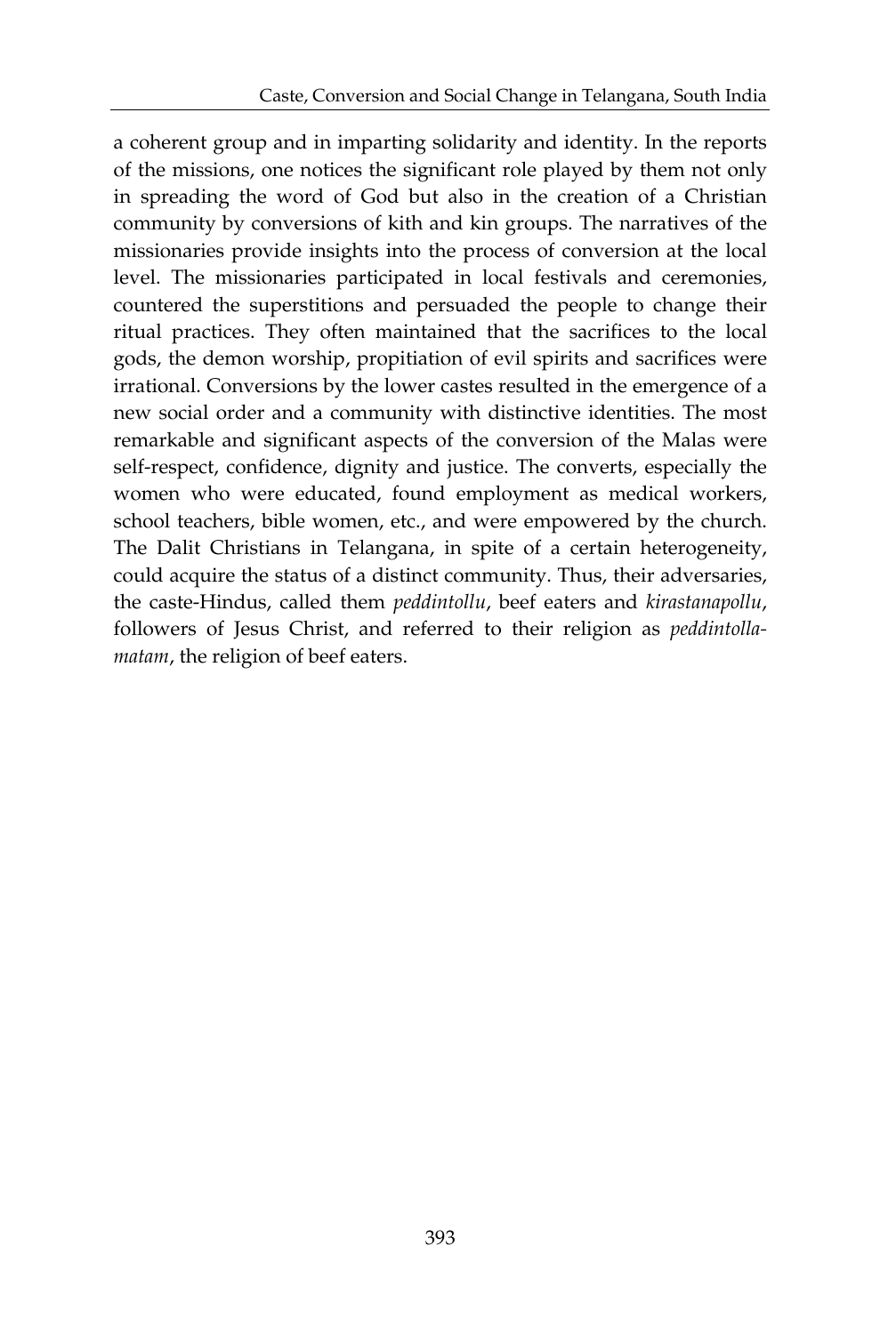a coherent group and in imparting solidarity and identity. In the reports of the missions, one notices the significant role played by them not only in spreading the word of God but also in the creation of a Christian community by conversions of kith and kin groups. The narratives of the missionaries provide insights into the process of conversion at the local level. The missionaries participated in local festivals and ceremonies, countered the superstitions and persuaded the people to change their ritual practices. They often maintained that the sacrifices to the local gods, the demon worship, propitiation of evil spirits and sacrifices were irrational. Conversions by the lower castes resulted in the emergence of a new social order and a community with distinctive identities. The most remarkable and significant aspects of the conversion of the Malas were self-respect, confidence, dignity and justice. The converts, especially the women who were educated, found employment as medical workers, school teachers, bible women, etc., and were empowered by the church. The Dalit Christians in Telangana, in spite of a certain heterogeneity, could acquire the status of a distinct community. Thus, their adversaries, the caste-Hindus, called them *peddintollu*, beef eaters and *kirastanapollu*, followers of Jesus Christ, and referred to their religion as *peddintolla-matam*, the religion of beef eaters.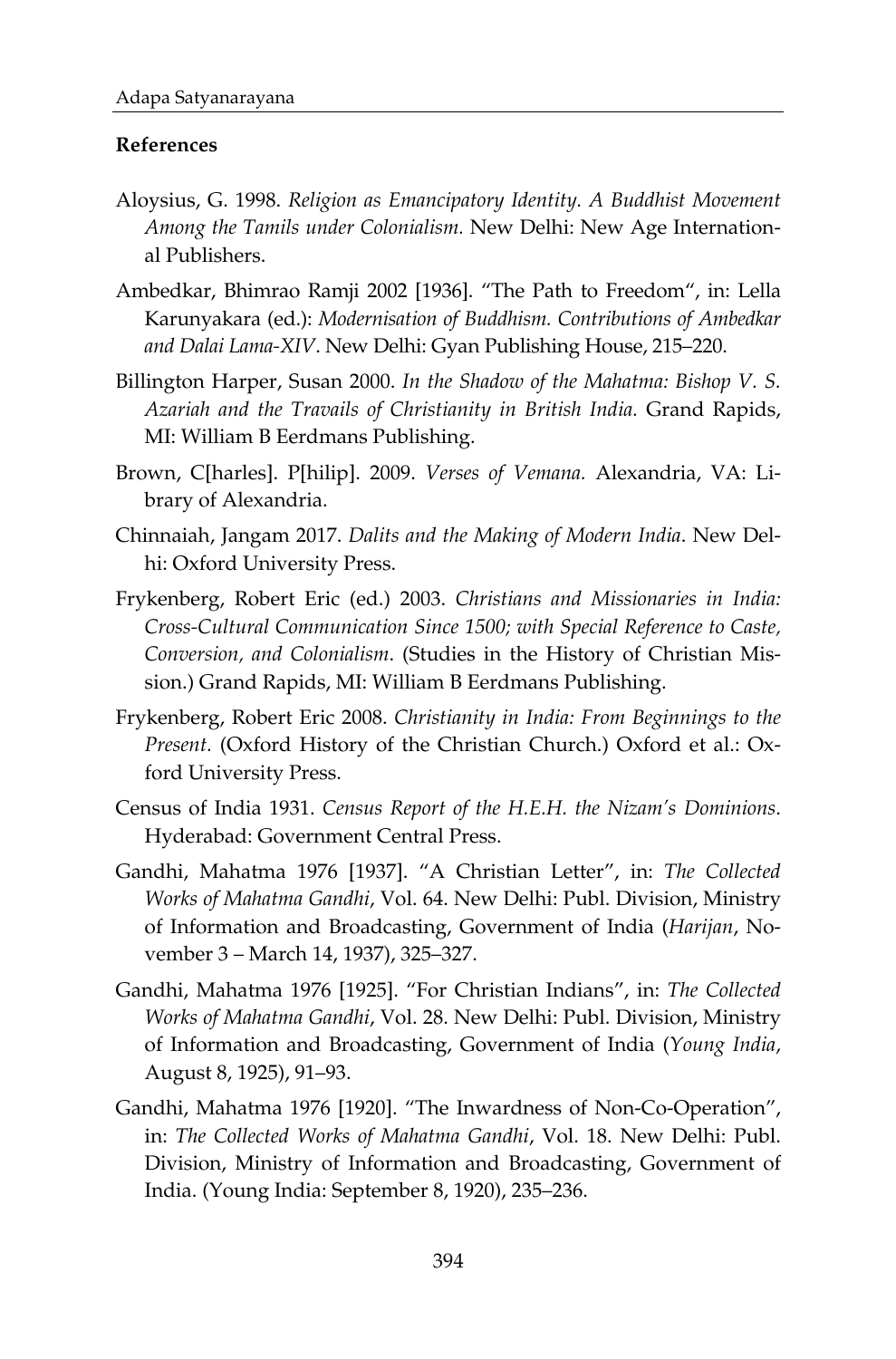**References**

Aloysius, G. 1998. *Religion as Emancipatory Identity. A Buddhist Movement Among the Tamils under Colonialism.* New Delhi: New Age International Publishers.

Ambedkar, Bhimrao Ramji 2002 [1936]. "The Path to Freedom", in: Lella Karunyakara (ed.): *Modernisation of Buddhism. Contributions of Ambedkar and Dalai Lama-XIV*. New Delhi: Gyan Publishing House, 215–220.

Billington Harper, Susan 2000. *In the Shadow of the Mahatma: Bishop V. S. Azariah and the Travails of Christianity in British India.* Grand Rapids, MI: William B Eerdmans Publishing.

Brown, C[harles]. P[hilip]. 2009. *Verses of Vemana.* Alexandria, VA: Library of Alexandria.

Chinnaiah, Jangam 2017. *Dalits and the Making of Modern India*. New Delhi: Oxford University Press.

Frykenberg, Robert Eric (ed.) 2003. *Christians and Missionaries in India: Cross-Cultural Communication Since 1500; with Special Reference to Caste, Conversion, and Colonialism*. (Studies in the History of Christian Mission.) Grand Rapids, MI: William B Eerdmans Publishing.

Frykenberg, Robert Eric 2008. *Christianity in India: From Beginnings to the Present.* (Oxford History of the Christian Church.) Oxford et al.: Oxford University Press.

Census of India 1931. *Census Report of the H.E.H. the Nizam's Dominions*. Hyderabad: Government Central Press.

Gandhi, Mahatma 1976 [1937]. "A Christian Letter", in: *The Collected Works of Mahatma Gandhi*, Vol. 64. New Delhi: Publ. Division, Ministry of Information and Broadcasting, Government of India (*Harijan*, November 3 – March 14, 1937), 325–327.

Gandhi, Mahatma 1976 [1925]. "For Christian Indians", in: *The Collected Works of Mahatma Gandhi*, Vol. 28. New Delhi: Publ. Division, Ministry of Information and Broadcasting, Government of India (*Young India*, August 8, 1925), 91–93.

Gandhi, Mahatma 1976 [1920]. "The Inwardness of Non-Co-Operation", in: *The Collected Works of Mahatma Gandhi*, Vol. 18. New Delhi: Publ. Division, Ministry of Information and Broadcasting, Government of India. (Young India: September 8, 1920), 235–236.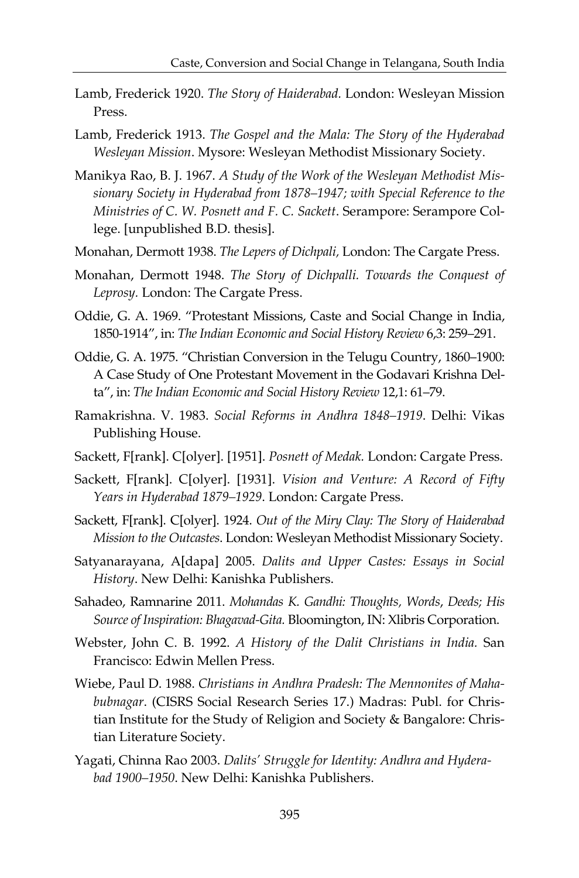Lamb, Frederick 1920. *The Story of Haiderabad.* London: Wesleyan Mission Press.

Lamb, Frederick 1913. *The Gospel and the Mala: The Story of the Hyderabad Wesleyan Mission*. Mysore: Wesleyan Methodist Missionary Society.

Manikya Rao, B. J. 1967. *A Study of the Work of the Wesleyan Methodist Missionary Society in Hyderabad from 1878–1947; with Special Reference to the Ministries of C. W. Posnett and F. C. Sackett*. Serampore: Serampore College. [unpublished B.D. thesis].

Monahan, Dermott 1938. *The Lepers of Dichpali,* London: The Cargate Press.

Monahan, Dermott 1948. *The Story of Dichpalli. Towards the Conquest of Leprosy.* London: The Cargate Press.

Oddie, G. A. 1969. "Protestant Missions, Caste and Social Change in India, 1850-1914", in: *The Indian Economic and Social History Review* 6,3: 259–291.

Oddie, G. A. 1975. "Christian Conversion in the Telugu Country, 1860–1900: A Case Study of One Protestant Movement in the Godavari Krishna Delta", in: *The Indian Economic and Social History Review* 12,1: 61–79.

Ramakrishna. V. 1983. *Social Reforms in Andhra 1848–1919*. Delhi: Vikas Publishing House.

Sackett, F[rank]. C[olyer]. [1951]. *Posnett of Medak.* London: Cargate Press.

Sackett, F[rank]. C[olyer]. [1931]. *Vision and Venture: A Record of Fifty Years in Hyderabad 1879–1929*. London: Cargate Press.

Sackett, F[rank]. C[olyer]. 1924. *Out of the Miry Clay: The Story of Haiderabad Mission to the Outcastes*. London: Wesleyan Methodist Missionary Society.

Satyanarayana, A[dapa] 2005. *Dalits and Upper Castes: Essays in Social History*. New Delhi: Kanishka Publishers.

Sahadeo, Ramnarine 2011. *Mohandas K. Gandhi: Thoughts, Words, Deeds; His Source of Inspiration: Bhagavad-Gita.* Bloomington, IN: Xlibris Corporation.

Webster, John C. B. 1992. *A History of the Dalit Christians in India.* San Francisco: Edwin Mellen Press.

Wiebe, Paul D. 1988. *Christians in Andhra Pradesh: The Mennonites of Mahabubnagar*. (CISRS Social Research Series 17.) Madras: Publ. for Christian Institute for the Study of Religion and Society & Bangalore: Christian Literature Society.

Yagati, Chinna Rao 2003. *Dalits' Struggle for Identity: Andhra and Hyderabad 1900–1950*. New Delhi: Kanishka Publishers.